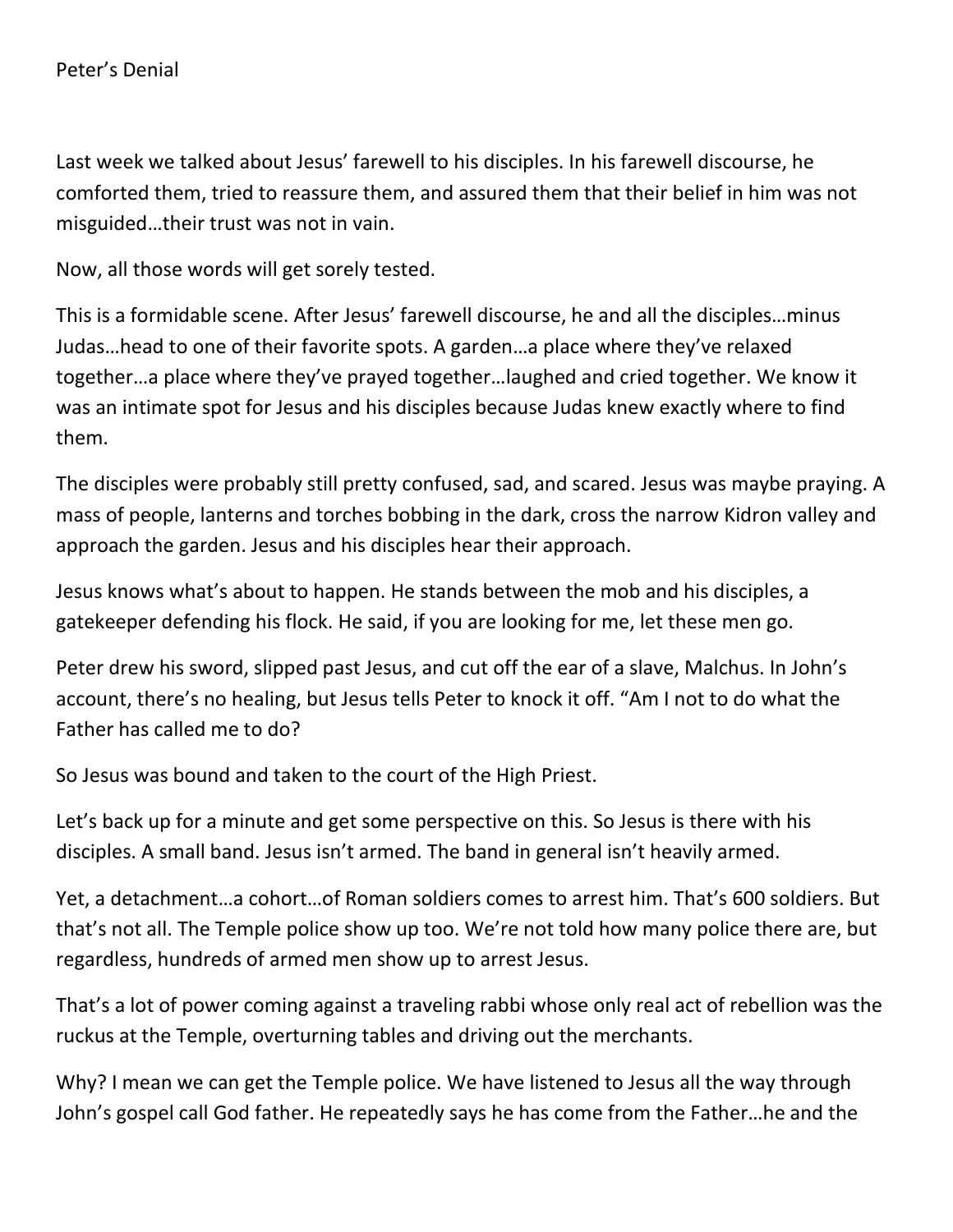# Peter's Denial

Last week we talked about Jesus' farewell to his disciples. In his farewell discourse, he comforted them, tried to reassure them, and assured them that their belief in him was not misguided…their trust was not in vain.

Now, all those words will get sorely tested.

This is a formidable scene. After Jesus' farewell discourse, he and all the disciples…minus Judas…head to one of their favorite spots. A garden…a place where they've relaxed together…a place where they've prayed together…laughed and cried together. We know it was an intimate spot for Jesus and his disciples because Judas knew exactly where to find them.

The disciples were probably still pretty confused, sad, and scared. Jesus was maybe praying. A mass of people, lanterns and torches bobbing in the dark, cross the narrow Kidron valley and approach the garden. Jesus and his disciples hear their approach.

Jesus knows what's about to happen. He stands between the mob and his disciples, a gatekeeper defending his flock. He said, if you are looking for me, let these men go.

Peter drew his sword, slipped past Jesus, and cut off the ear of a slave, Malchus. In John's account, there's no healing, but Jesus tells Peter to knock it off. "Am I not to do what the Father has called me to do?

So Jesus was bound and taken to the court of the High Priest.

Let's back up for a minute and get some perspective on this. So Jesus is there with his disciples. A small band. Jesus isn't armed. The band in general isn't heavily armed.

Yet, a detachment…a cohort…of Roman soldiers comes to arrest him. That's 600 soldiers. But that's not all. The Temple police show up too. We're not told how many police there are, but regardless, hundreds of armed men show up to arrest Jesus.

That's a lot of power coming against a traveling rabbi whose only real act of rebellion was the ruckus at the Temple, overturning tables and driving out the merchants.

Why? I mean we can get the Temple police. We have listened to Jesus all the way through John's gospel call God father. He repeatedly says he has come from the Father…he and the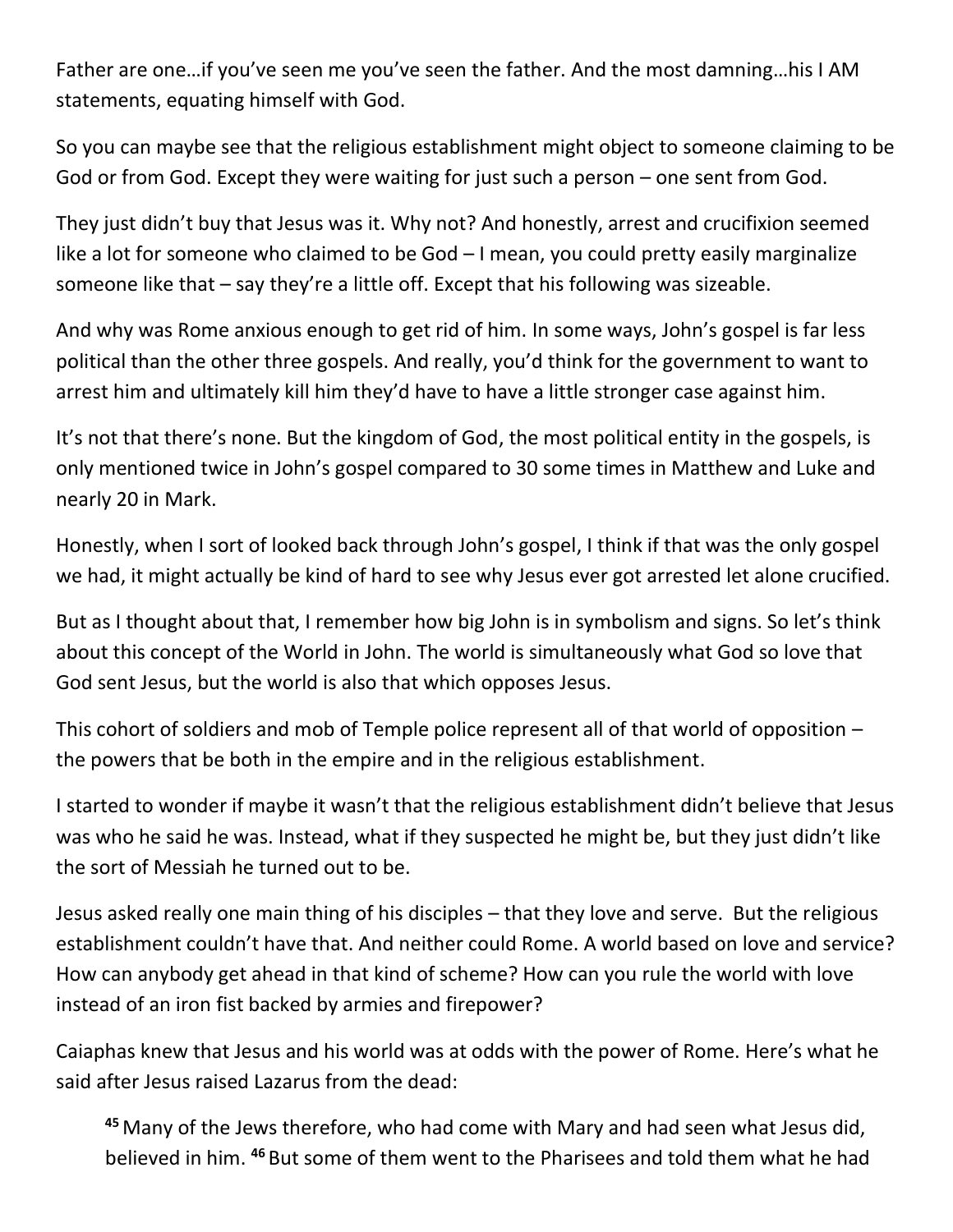Father are one…if you've seen me you've seen the father. And the most damning…his I AM statements, equating himself with God.

So you can maybe see that the religious establishment might object to someone claiming to be God or from God. Except they were waiting for just such a person – one sent from God.

They just didn't buy that Jesus was it. Why not? And honestly, arrest and crucifixion seemed like a lot for someone who claimed to be God – I mean, you could pretty easily marginalize someone like that – say they're a little off. Except that his following was sizeable.

And why was Rome anxious enough to get rid of him. In some ways, John's gospel is far less political than the other three gospels. And really, you'd think for the government to want to arrest him and ultimately kill him they'd have to have a little stronger case against him.

It's not that there's none. But the kingdom of God, the most political entity in the gospels, is only mentioned twice in John's gospel compared to 30 some times in Matthew and Luke and nearly 20 in Mark.

Honestly, when I sort of looked back through John's gospel, I think if that was the only gospel we had, it might actually be kind of hard to see why Jesus ever got arrested let alone crucified.

But as I thought about that, I remember how big John is in symbolism and signs. So let's think about this concept of the World in John. The world is simultaneously what God so love that God sent Jesus, but the world is also that which opposes Jesus.

This cohort of soldiers and mob of Temple police represent all of that world of opposition – the powers that be both in the empire and in the religious establishment.

I started to wonder if maybe it wasn't that the religious establishment didn't believe that Jesus was who he said he was. Instead, what if they suspected he might be, but they just didn't like the sort of Messiah he turned out to be.

Jesus asked really one main thing of his disciples – that they love and serve. But the religious establishment couldn't have that. And neither could Rome. A world based on love and service? How can anybody get ahead in that kind of scheme? How can you rule the world with love instead of an iron fist backed by armies and firepower?

Caiaphas knew that Jesus and his world was at odds with the power of Rome. Here's what he said after Jesus raised Lazarus from the dead:

> **45** Many of the Jews therefore, who had come with Mary and had seen what Jesus did, believed in him. **46** But some of them went to the Pharisees and told them what he had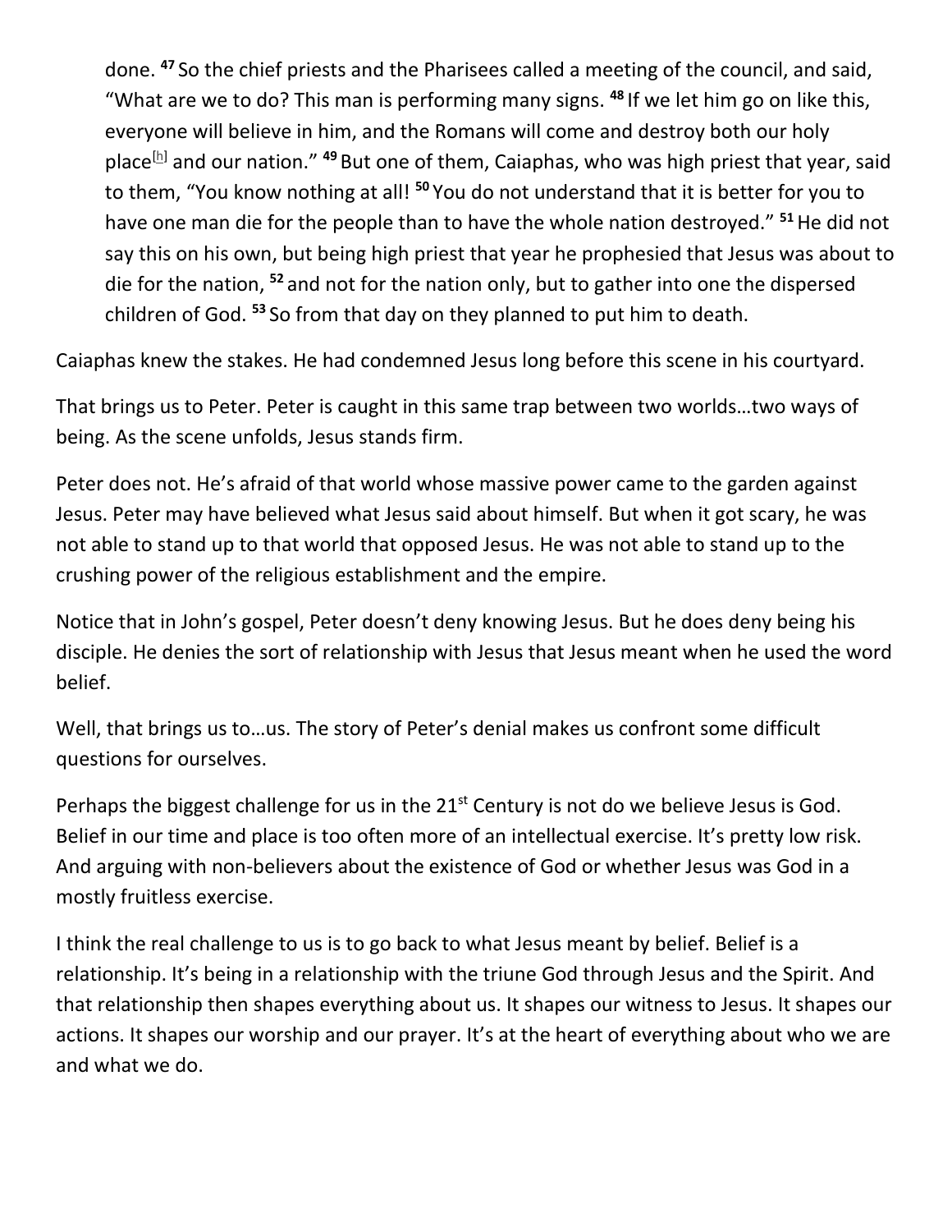done. **47** So the chief priests and the Pharisees called a meeting of the council, and said, "What are we to do? This man is performing many signs. **48** If we let him go on like this, everyone will believe in him, and the Romans will come and destroy both our holy place[h] and our nation." **49** But one of them, Caiaphas, who was high priest that year, said to them, "You know nothing at all! **50** You do not understand that it is better for you to have one man die for the people than to have the whole nation destroyed." **51** He did not say this on his own, but being high priest that year he prophesied that Jesus was about to die for the nation, **52** and not for the nation only, but to gather into one the dispersed children of God. **53** So from that day on they planned to put him to death.

Caiaphas knew the stakes. He had condemned Jesus long before this scene in his courtyard.

That brings us to Peter. Peter is caught in this same trap between two worlds…two ways of being. As the scene unfolds, Jesus stands firm.

Peter does not. He's afraid of that world whose massive power came to the garden against Jesus. Peter may have believed what Jesus said about himself. But when it got scary, he was not able to stand up to that world that opposed Jesus. He was not able to stand up to the crushing power of the religious establishment and the empire.

Notice that in John's gospel, Peter doesn't deny knowing Jesus. But he does deny being his disciple. He denies the sort of relationship with Jesus that Jesus meant when he used the word belief.

Well, that brings us to…us. The story of Peter's denial makes us confront some difficult questions for ourselves.

Perhaps the biggest challenge for us in the 21st Century is not do we believe Jesus is God. Belief in our time and place is too often more of an intellectual exercise. It's pretty low risk. And arguing with non-believers about the existence of God or whether Jesus was God in a mostly fruitless exercise.

I think the real challenge to us is to go back to what Jesus meant by belief. Belief is a relationship. It's being in a relationship with the triune God through Jesus and the Spirit. And that relationship then shapes everything about us. It shapes our witness to Jesus. It shapes our actions. It shapes our worship and our prayer. It's at the heart of everything about who we are and what we do.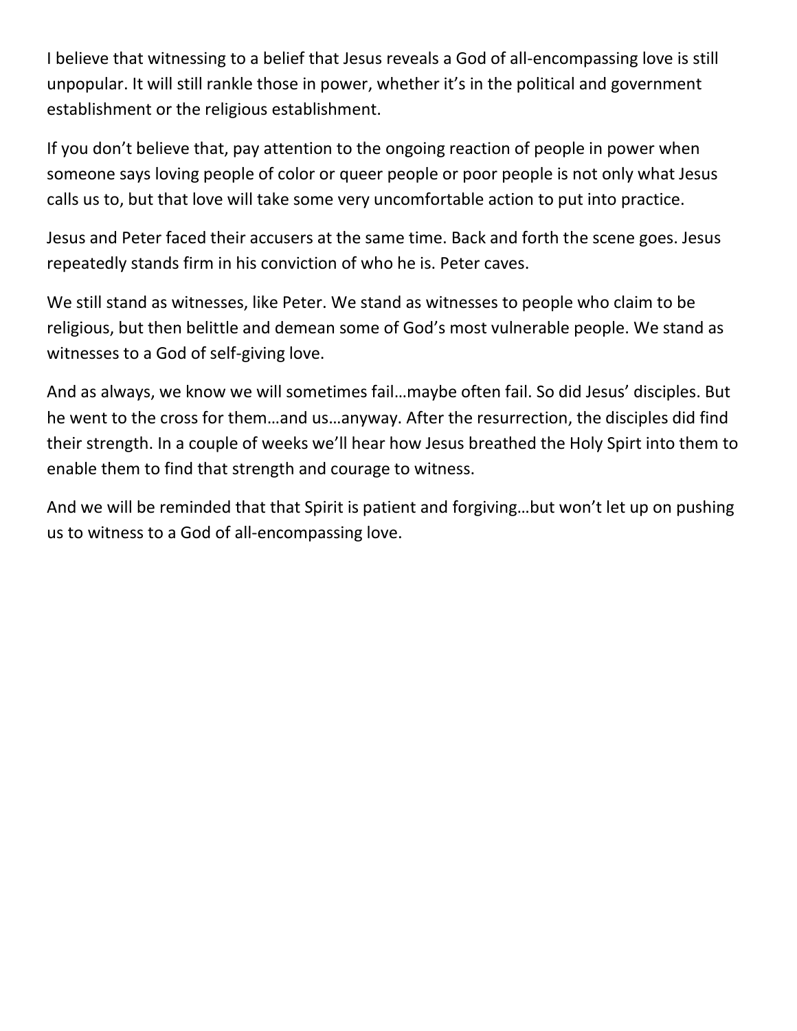I believe that witnessing to a belief that Jesus reveals a God of all-encompassing love is still unpopular. It will still rankle those in power, whether it's in the political and government establishment or the religious establishment.

If you don't believe that, pay attention to the ongoing reaction of people in power when someone says loving people of color or queer people or poor people is not only what Jesus calls us to, but that love will take some very uncomfortable action to put into practice.

Jesus and Peter faced their accusers at the same time. Back and forth the scene goes. Jesus repeatedly stands firm in his conviction of who he is. Peter caves.

We still stand as witnesses, like Peter. We stand as witnesses to people who claim to be religious, but then belittle and demean some of God's most vulnerable people. We stand as witnesses to a God of self-giving love.

And as always, we know we will sometimes fail…maybe often fail. So did Jesus' disciples. But he went to the cross for them…and us…anyway. After the resurrection, the disciples did find their strength. In a couple of weeks we'll hear how Jesus breathed the Holy Spirt into them to enable them to find that strength and courage to witness.

And we will be reminded that that Spirit is patient and forgiving…but won't let up on pushing us to witness to a God of all-encompassing love.